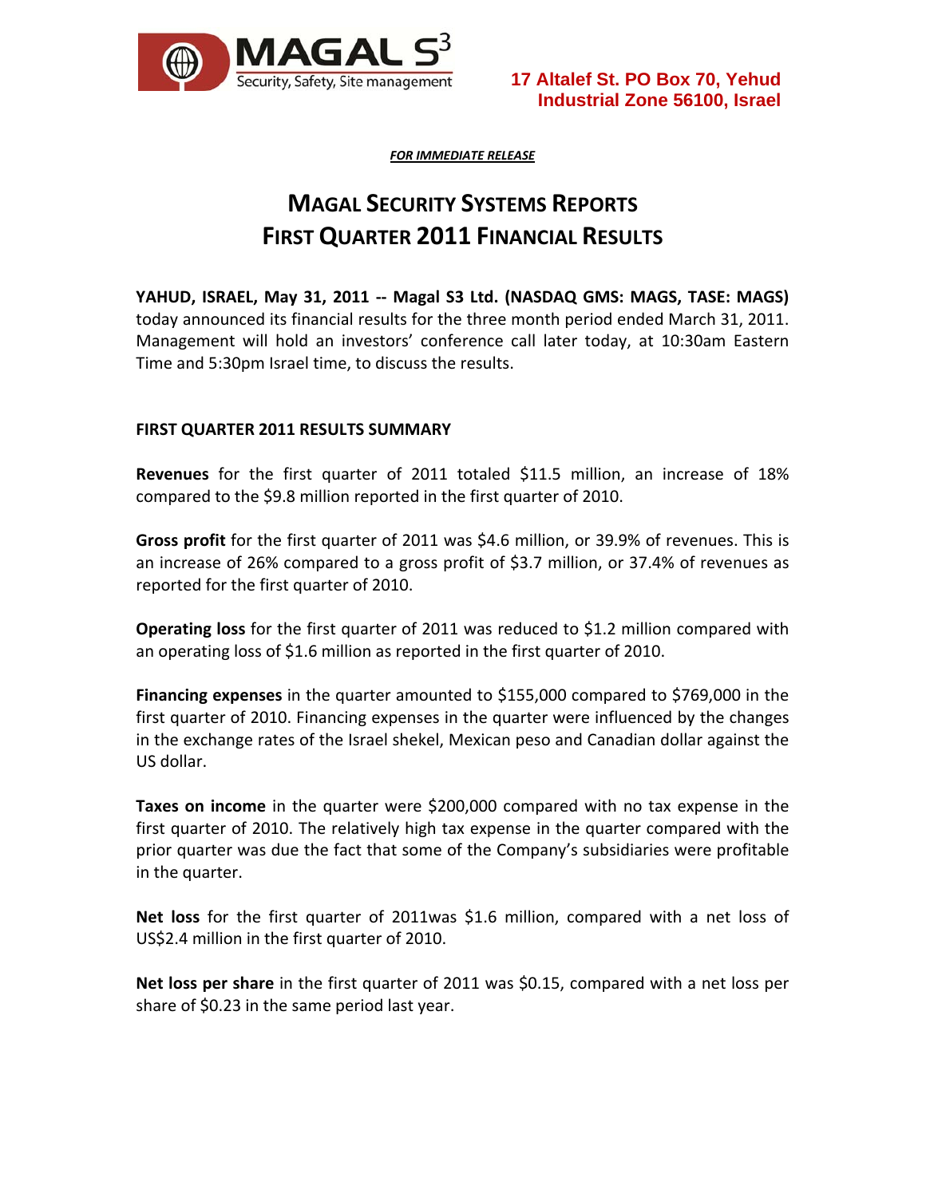17 Altalef St. PO Box 70, Yehud Industrial Zone 56100, Israel

***FOR IMMEDIATE RELEASE***

# MAGAL SECURITY SYSTEMS REPORTS FIRST QUARTER 2011 FINANCIAL RESULTS

**YAHUD, ISRAEL, May 31, 2011 -- Magal S3 Ltd. (NASDAQ GMS: MAGS, TASE: MAGS)** today announced its financial results for the three month period ended March 31, 2011. Management will hold an investors' conference call later today, at 10:30am Eastern Time and 5:30pm Israel time, to discuss the results.

## FIRST QUARTER 2011 RESULTS SUMMARY

**Revenues** for the first quarter of 2011 totaled $11.5 million, an increase of 18% compared to the $9.8 million reported in the first quarter of 2010.

**Gross profit** for the first quarter of 2011 was $4.6 million, or 39.9% of revenues. This is an increase of 26% compared to a gross profit of $3.7 million, or 37.4% of revenues as reported for the first quarter of 2010.

**Operating loss** for the first quarter of 2011 was reduced to $1.2 million compared with an operating loss of $1.6 million as reported in the first quarter of 2010.

**Financing expenses** in the quarter amounted to $155,000 compared to $769,000 in the first quarter of 2010. Financing expenses in the quarter were influenced by the changes in the exchange rates of the Israel shekel, Mexican peso and Canadian dollar against the US dollar.

**Taxes on income** in the quarter were $200,000 compared with no tax expense in the first quarter of 2010. The relatively high tax expense in the quarter compared with the prior quarter was due the fact that some of the Company's subsidiaries were profitable in the quarter.

**Net loss** for the first quarter of 2011was $1.6 million, compared with a net loss of US$2.4 million in the first quarter of 2010.

**Net loss per share** in the first quarter of 2011 was $0.15, compared with a net loss per share of $0.23 in the same period last year.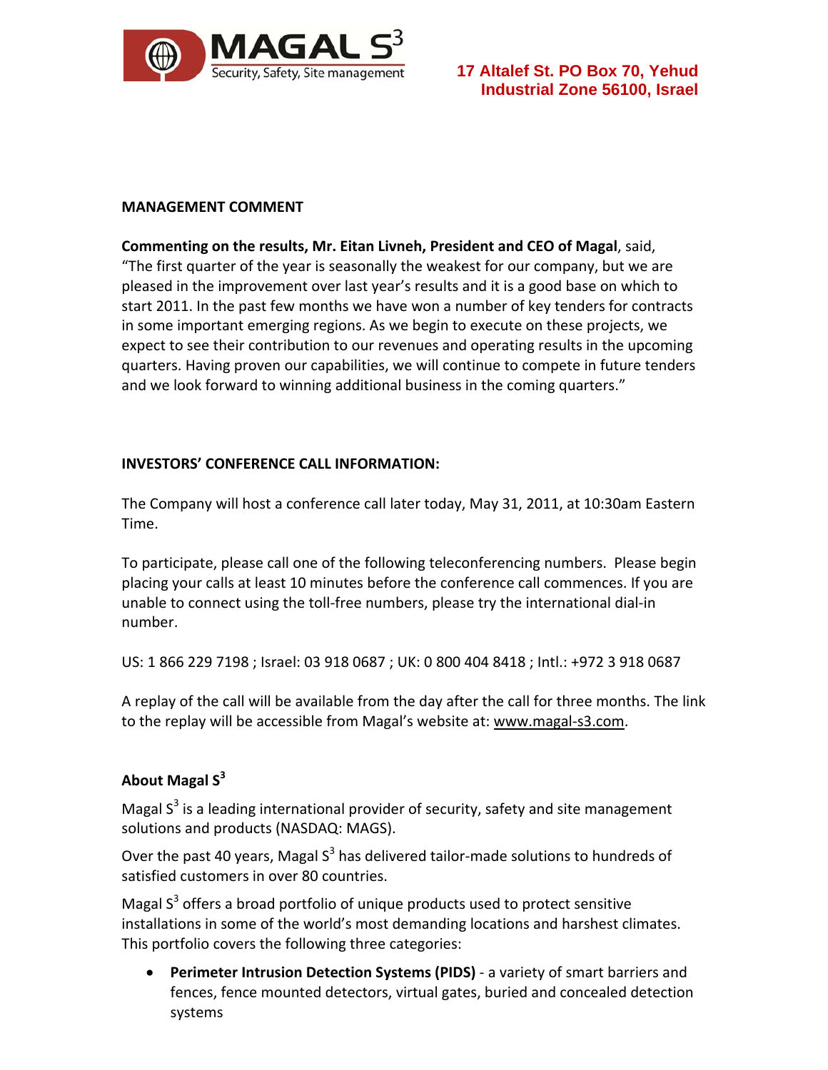17 Altalef St. PO Box 70, Yehud Industrial Zone 56100, Israel

**MANAGEMENT COMMENT**

**Commenting on the results, Mr. Eitan Livneh, President and CEO of Magal**, said, "The first quarter of the year is seasonally the weakest for our company, but we are pleased in the improvement over last year's results and it is a good base on which to start 2011. In the past few months we have won a number of key tenders for contracts in some important emerging regions. As we begin to execute on these projects, we expect to see their contribution to our revenues and operating results in the upcoming quarters. Having proven our capabilities, we will continue to compete in future tenders and we look forward to winning additional business in the coming quarters."

**INVESTORS' CONFERENCE CALL INFORMATION:**

The Company will host a conference call later today, May 31, 2011, at 10:30am Eastern Time.

To participate, please call one of the following teleconferencing numbers. Please begin placing your calls at least 10 minutes before the conference call commences. If you are unable to connect using the toll-free numbers, please try the international dial-in number.

US: 1 866 229 7198 ; Israel: 03 918 0687 ; UK: 0 800 404 8418 ; Intl.: +972 3 918 0687

A replay of the call will be available from the day after the call for three months. The link to the replay will be accessible from Magal's website at: www.magal-s3.com.

**About Magal S³**

Magal S³ is a leading international provider of security, safety and site management solutions and products (NASDAQ: MAGS).

Over the past 40 years, Magal S³ has delivered tailor-made solutions to hundreds of satisfied customers in over 80 countries.

Magal S³ offers a broad portfolio of unique products used to protect sensitive installations in some of the world's most demanding locations and harshest climates. This portfolio covers the following three categories:

- **Perimeter Intrusion Detection Systems (PIDS)** - a variety of smart barriers and fences, fence mounted detectors, virtual gates, buried and concealed detection systems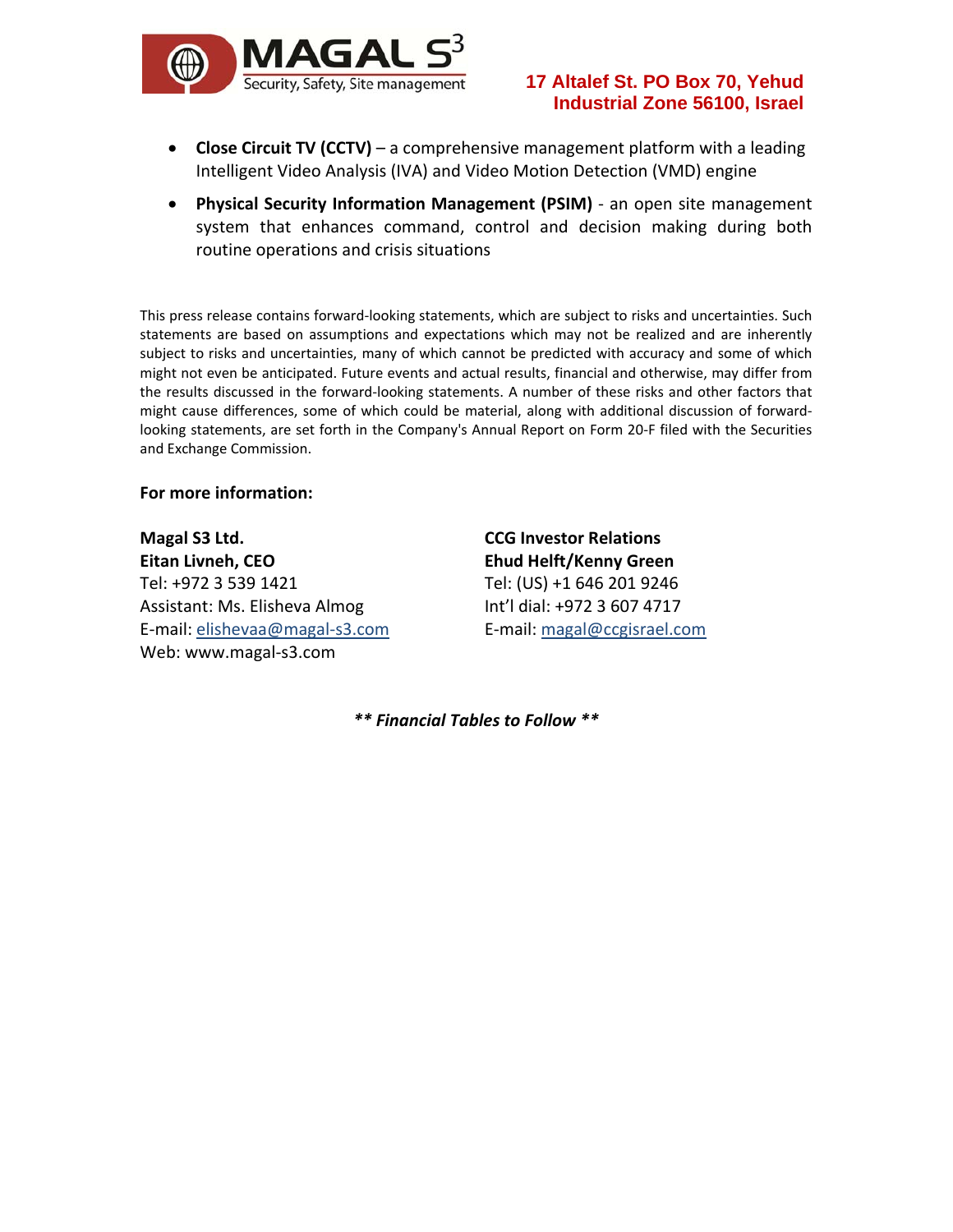- **Close Circuit TV (CCTV)** – a comprehensive management platform with a leading Intelligent Video Analysis (IVA) and Video Motion Detection (VMD) engine
- **Physical Security Information Management (PSIM)** - an open site management system that enhances command, control and decision making during both routine operations and crisis situations

This press release contains forward-looking statements, which are subject to risks and uncertainties. Such statements are based on assumptions and expectations which may not be realized and are inherently subject to risks and uncertainties, many of which cannot be predicted with accuracy and some of which might not even be anticipated. Future events and actual results, financial and otherwise, may differ from the results discussed in the forward-looking statements. A number of these risks and other factors that might cause differences, some of which could be material, along with additional discussion of forward-looking statements, are set forth in the Company's Annual Report on Form 20-F filed with the Securities and Exchange Commission.

**For more information:**

**Magal S3 Ltd.**
**Eitan Livneh, CEO**
Tel: +972 3 539 1421
Assistant: Ms. Elisheva Almog
E-mail: elishevaa@magal-s3.com
Web: www.magal-s3.com

**CCG Investor Relations**
**Ehud Helft/Kenny Green**
Tel: (US) +1 646 201 9246
Int'l dial: +972 3 607 4717
E-mail: magal@ccgisrael.com

***\*\* Financial Tables to Follow \*\****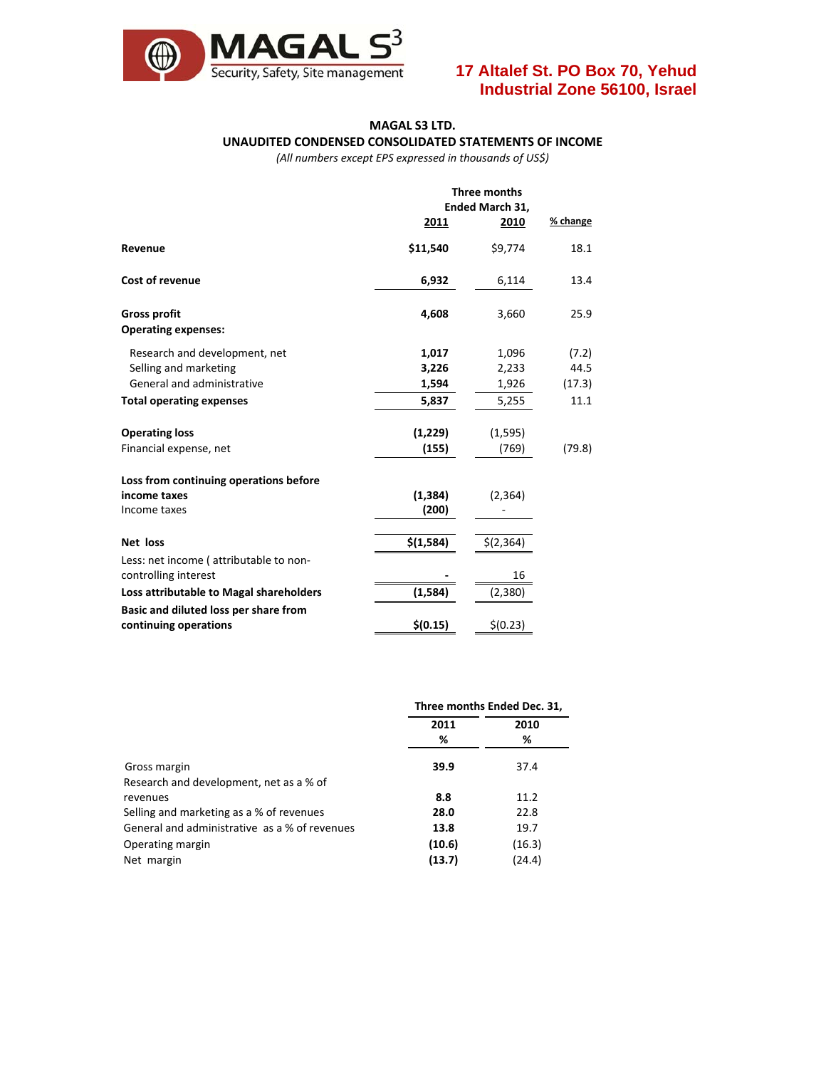**17 Altalef St. PO Box 70, Yehud Industrial Zone 56100, Israel**

## MAGAL S3 LTD.

### UNAUDITED CONDENSED CONSOLIDATED STATEMENTS OF INCOME

*(All numbers except EPS expressed in thousands of US$)*

| | Three months Ended March 31, 2011 | Three months Ended March 31, 2010 | % change |
|---|---|---|---|
| **Revenue** | **$11,540** | $9,774 | 18.1 |
| **Cost of revenue** | **6,932** | 6,114 | 13.4 |
| **Gross profit** | **4,608** | 3,660 | 25.9 |
| **Operating expenses:** | | | |
| Research and development, net | **1,017** | 1,096 | (7.2) |
| Selling and marketing | **3,226** | 2,233 | 44.5 |
| General and administrative | **1,594** | 1,926 | (17.3) |
| **Total operating expenses** | **5,837** | 5,255 | 11.1 |
| **Operating loss** | **(1,229)** | (1,595) | |
| Financial expense, net | **(155)** | (769) | (79.8) |
| **Loss from continuing operations before income taxes** | **(1,384)** | (2,364) | |
| Income taxes | **(200)** | - | |
| **Net loss** | **$(1,584)** | $(2,364) | |
| Less: net income ( attributable to non-controlling interest | **-** | 16 | |
| **Loss attributable to Magal shareholders** | **(1,584)** | (2,380) | |
| **Basic and diluted loss per share from continuing operations** | **$(0.15)** | $(0.23) | |

| | Three months Ended Dec. 31, 2011 % | Three months Ended Dec. 31, 2010 % |
|---|---|---|
| Gross margin | **39.9** | 37.4 |
| Research and development, net as a % of revenues | **8.8** | 11.2 |
| Selling and marketing as a % of revenues | **28.0** | 22.8 |
| General and administrative as a % of revenues | **13.8** | 19.7 |
| Operating margin | **(10.6)** | (16.3) |
| Net margin | **(13.7)** | (24.4) |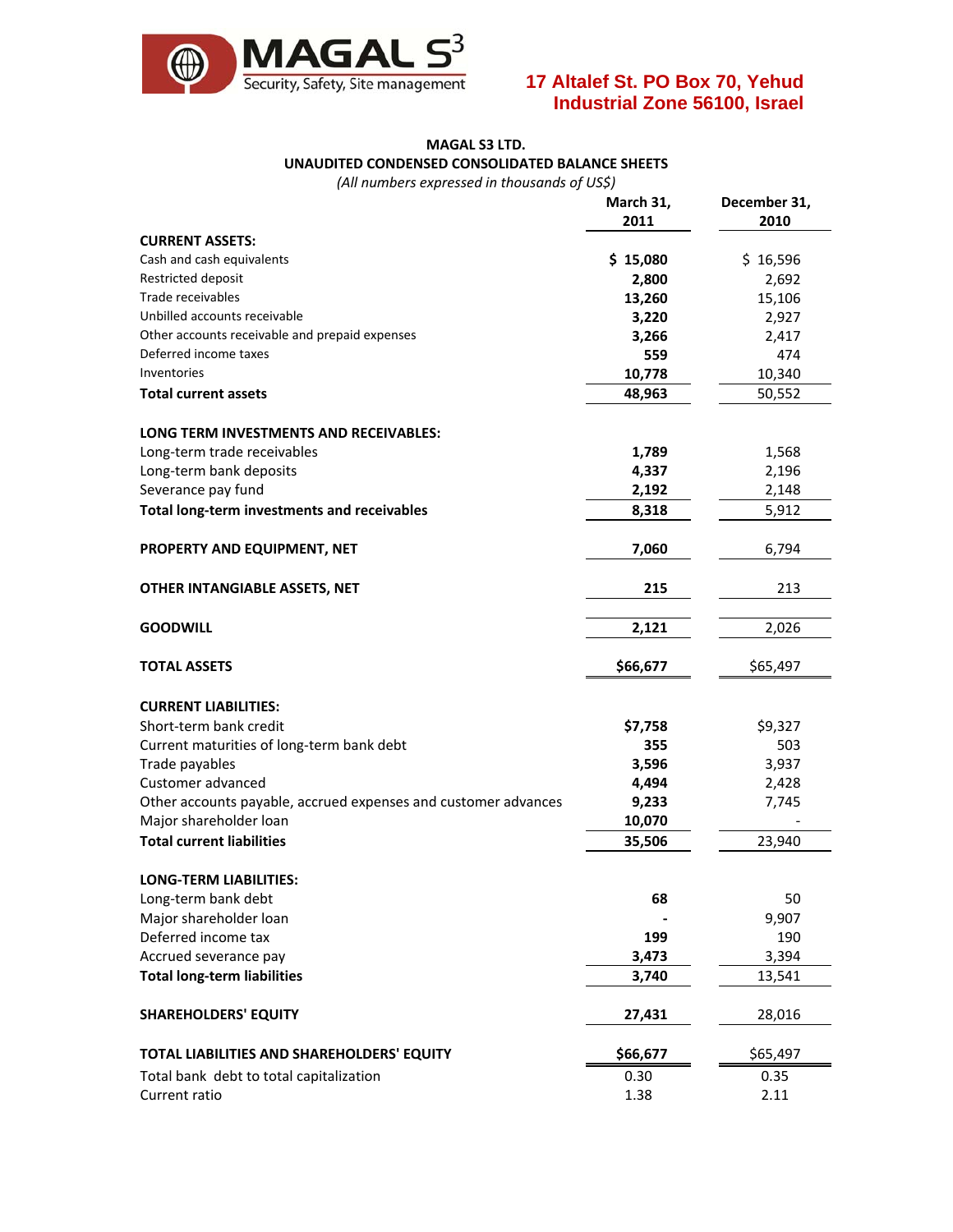**MAGAL S3** Security, Safety, Site management

**17 Altalef St. PO Box 70, Yehud Industrial Zone 56100, Israel**

**MAGAL S3 LTD.**

**UNAUDITED CONDENSED CONSOLIDATED BALANCE SHEETS**

*(All numbers expressed in thousands of US$)*

| | March 31, 2011 | December 31, 2010 |
|---|---|---|
| **CURRENT ASSETS:** | | |
| Cash and cash equivalents | **$ 15,080** | $ 16,596 |
| Restricted deposit | **2,800** | 2,692 |
| Trade receivables | **13,260** | 15,106 |
| Unbilled accounts receivable | **3,220** | 2,927 |
| Other accounts receivable and prepaid expenses | **3,266** | 2,417 |
| Deferred income taxes | **559** | 474 |
| Inventories | **10,778** | 10,340 |
| **Total current assets** | **48,963** | 50,552 |
| | | |
| **LONG TERM INVESTMENTS AND RECEIVABLES:** | | |
| Long-term trade receivables | **1,789** | 1,568 |
| Long-term bank deposits | **4,337** | 2,196 |
| Severance pay fund | **2,192** | 2,148 |
| **Total long-term investments and receivables** | **8,318** | 5,912 |
| | | |
| **PROPERTY AND EQUIPMENT, NET** | **7,060** | 6,794 |
| | | |
| **OTHER INTANGIABLE ASSETS, NET** | **215** | 213 |
| | | |
| **GOODWILL** | **2,121** | 2,026 |
| | | |
| **TOTAL ASSETS** | **$66,677** | $65,497 |
| | | |
| **CURRENT LIABILITIES:** | | |
| Short-term bank credit | **$7,758** | $9,327 |
| Current maturities of long-term bank debt | **355** | 503 |
| Trade payables | **3,596** | 3,937 |
| Customer advanced | **4,494** | 2,428 |
| Other accounts payable, accrued expenses and customer advances | **9,233** | 7,745 |
| Major shareholder loan | **10,070** | - |
| **Total current liabilities** | **35,506** | 23,940 |
| | | |
| **LONG-TERM LIABILITIES:** | | |
| Long-term bank debt | **68** | 50 |
| Major shareholder loan | **-** | 9,907 |
| Deferred income tax | **199** | 190 |
| Accrued severance pay | **3,473** | 3,394 |
| **Total long-term liabilities** | **3,740** | 13,541 |
| | | |
| **SHAREHOLDERS' EQUITY** | **27,431** | 28,016 |
| | | |
| **TOTAL LIABILITIES AND SHAREHOLDERS' EQUITY** | **$66,677** | $65,497 |
| Total bank debt to total capitalization | 0.30 | 0.35 |
| Current ratio | 1.38 | 2.11 |